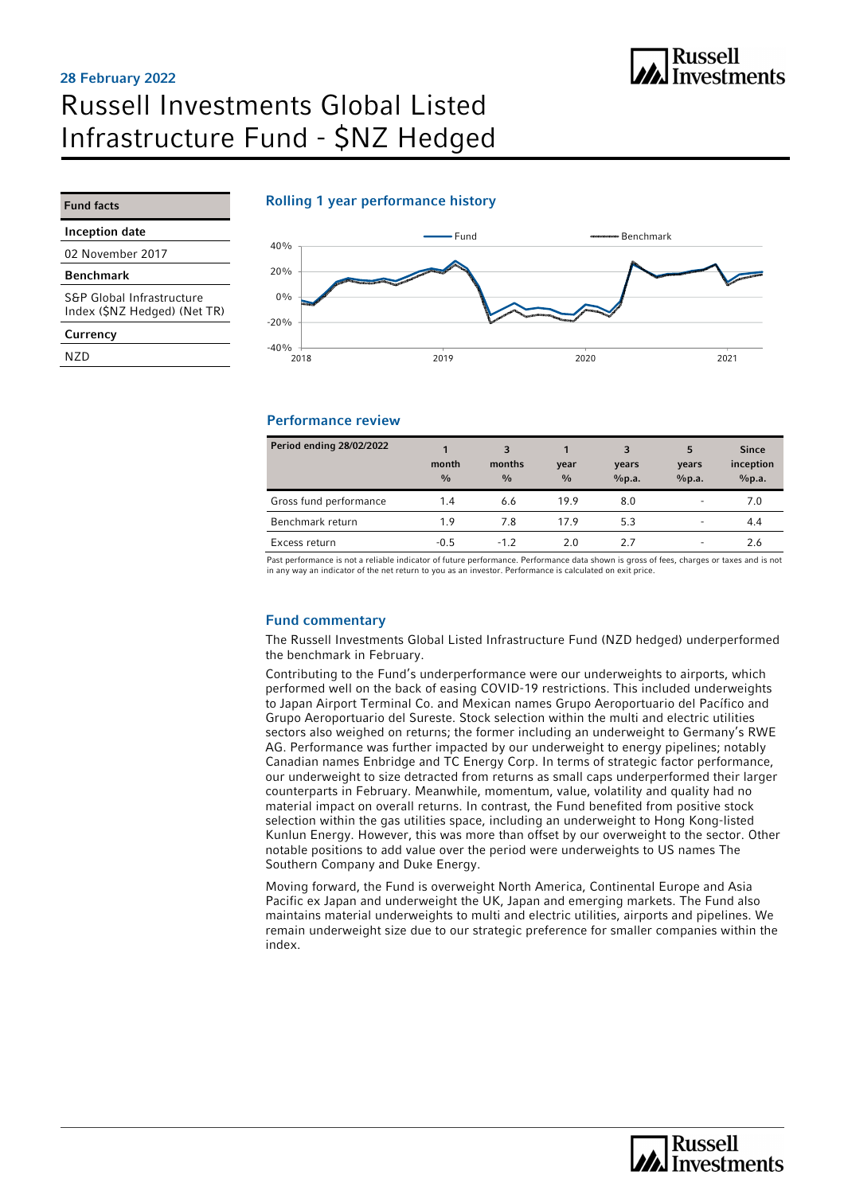28 February 2022

# Russell Investments Global Listed Infrastructure Fund - $NZ Hedged

| Fund facts |
|---|
| **Inception date** |
| 02 November 2017 |
| **Benchmark** |
| S&P Global Infrastructure Index ($NZ Hedged) (Net TR) |
| **Currency** |
| NZD |

## Rolling 1 year performance history

## Performance review

| Period ending 28/02/2022 | 1 month % | 3 months % | 1 year % | 3 years %p.a. | 5 years %p.a. | Since inception %p.a. |
|---|---|---|---|---|---|---|
| Gross fund performance | 1.4 | 6.6 | 19.9 | 8.0 | - | 7.0 |
| Benchmark return | 1.9 | 7.8 | 17.9 | 5.3 | - | 4.4 |
| Excess return | -0.5 | -1.2 | 2.0 | 2.7 | - | 2.6 |

Past performance is not a reliable indicator of future performance. Performance data shown is gross of fees, charges or taxes and is not in any way an indicator of the net return to you as an investor. Performance is calculated on exit price.

## Fund commentary

The Russell Investments Global Listed Infrastructure Fund (NZD hedged) underperformed the benchmark in February.

Contributing to the Fund's underperformance were our underweights to airports, which performed well on the back of easing COVID-19 restrictions. This included underweights to Japan Airport Terminal Co. and Mexican names Grupo Aeroportuario del Pacífico and Grupo Aeroportuario del Sureste. Stock selection within the multi and electric utilities sectors also weighed on returns; the former including an underweight to Germany's RWE AG. Performance was further impacted by our underweight to energy pipelines; notably Canadian names Enbridge and TC Energy Corp. In terms of strategic factor performance, our underweight to size detracted from returns as small caps underperformed their larger counterparts in February. Meanwhile, momentum, value, volatility and quality had no material impact on overall returns. In contrast, the Fund benefited from positive stock selection within the gas utilities space, including an underweight to Hong Kong-listed Kunlun Energy. However, this was more than offset by our overweight to the sector. Other notable positions to add value over the period were underweights to US names The Southern Company and Duke Energy.

Moving forward, the Fund is overweight North America, Continental Europe and Asia Pacific ex Japan and underweight the UK, Japan and emerging markets. The Fund also maintains material underweights to multi and electric utilities, airports and pipelines. We remain underweight size due to our strategic preference for smaller companies within the index.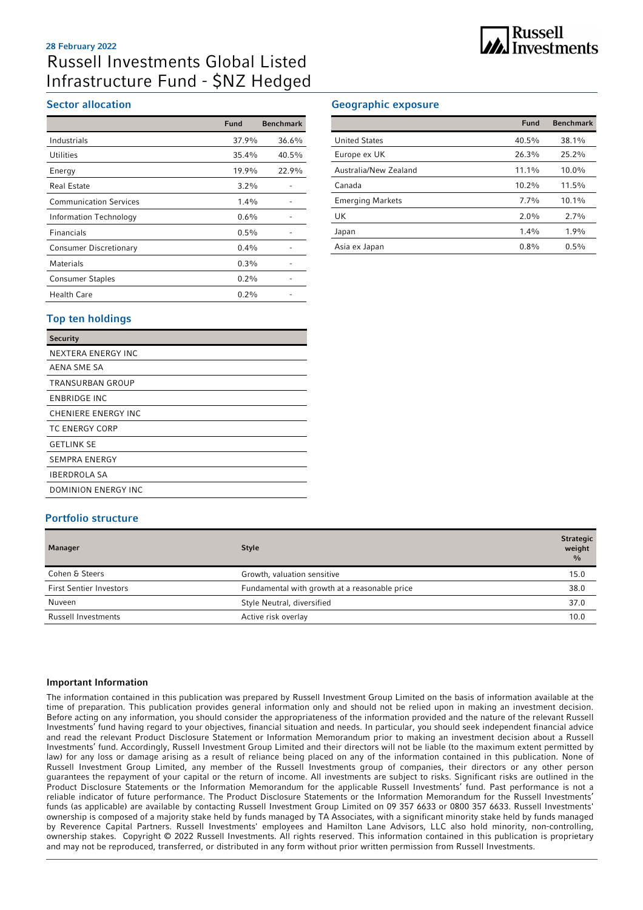**28 February 2022**

# Russell Investments Global Listed Infrastructure Fund - $NZ Hedged

## Sector allocation

| | Fund | Benchmark |
|---|---|---|
| Industrials | 37.9% | 36.6% |
| Utilities | 35.4% | 40.5% |
| Energy | 19.9% | 22.9% |
| Real Estate | 3.2% | - |
| Communication Services | 1.4% | - |
| Information Technology | 0.6% | - |
| Financials | 0.5% | - |
| Consumer Discretionary | 0.4% | - |
| Materials | 0.3% | - |
| Consumer Staples | 0.2% | - |
| Health Care | 0.2% | - |

## Geographic exposure

| | Fund | Benchmark |
|---|---|---|
| United States | 40.5% | 38.1% |
| Europe ex UK | 26.3% | 25.2% |
| Australia/New Zealand | 11.1% | 10.0% |
| Canada | 10.2% | 11.5% |
| Emerging Markets | 7.7% | 10.1% |
| UK | 2.0% | 2.7% |
| Japan | 1.4% | 1.9% |
| Asia ex Japan | 0.8% | 0.5% |

## Top ten holdings

| Security |
|---|
| NEXTERA ENERGY INC |
| AENA SME SA |
| TRANSURBAN GROUP |
| ENBRIDGE INC |
| CHENIERE ENERGY INC |
| TC ENERGY CORP |
| GETLINK SE |
| SEMPRA ENERGY |
| IBERDROLA SA |
| DOMINION ENERGY INC |

## Portfolio structure

| Manager | Style | Strategic weight % |
|---|---|---|
| Cohen & Steers | Growth, valuation sensitive | 15.0 |
| First Sentier Investors | Fundamental with growth at a reasonable price | 38.0 |
| Nuveen | Style Neutral, diversified | 37.0 |
| Russell Investments | Active risk overlay | 10.0 |

### Important Information

The information contained in this publication was prepared by Russell Investment Group Limited on the basis of information available at the time of preparation. This publication provides general information only and should not be relied upon in making an investment decision. Before acting on any information, you should consider the appropriateness of the information provided and the nature of the relevant Russell Investments' fund having regard to your objectives, financial situation and needs. In particular, you should seek independent financial advice and read the relevant Product Disclosure Statement or Information Memorandum prior to making an investment decision about a Russell Investments' fund. Accordingly, Russell Investment Group Limited and their directors will not be liable (to the maximum extent permitted by law) for any loss or damage arising as a result of reliance being placed on any of the information contained in this publication. None of Russell Investment Group Limited, any member of the Russell Investments group of companies, their directors or any other person guarantees the repayment of your capital or the return of income. All investments are subject to risks. Significant risks are outlined in the Product Disclosure Statements or the Information Memorandum for the applicable Russell Investments' fund. Past performance is not a reliable indicator of future performance. The Product Disclosure Statements or the Information Memorandum for the Russell Investments' funds (as applicable) are available by contacting Russell Investment Group Limited on 09 357 6633 or 0800 357 6633. Russell Investments' ownership is composed of a majority stake held by funds managed by TA Associates, with a significant minority stake held by funds managed by Reverence Capital Partners. Russell Investments' employees and Hamilton Lane Advisors, LLC also hold minority, non-controlling, ownership stakes. Copyright © 2022 Russell Investments. All rights reserved. This information contained in this publication is proprietary and may not be reproduced, transferred, or distributed in any form without prior written permission from Russell Investments.